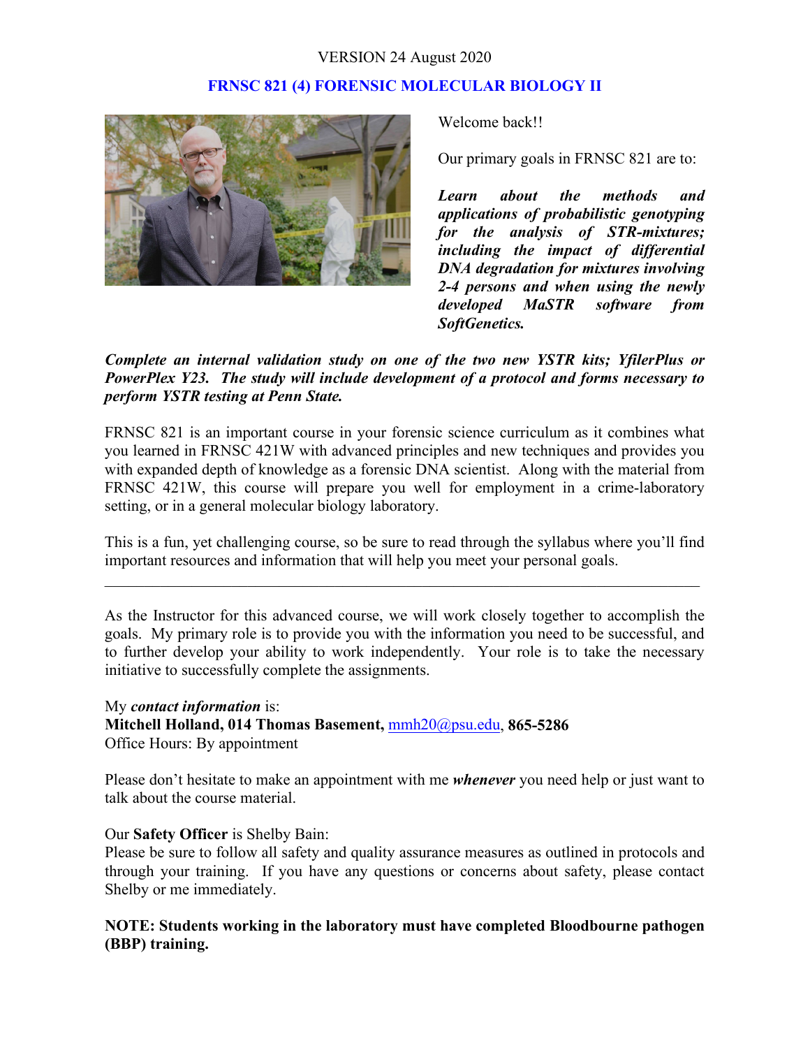VERSION 24 August 2020

# FRNSC 821 (4) FORENSIC MOLECULAR BIOLOGY II

Welcome back!!

Our primary goals in FRNSC 821 are to:

***Learn about the methods and applications of probabilistic genotyping for the analysis of STR-mixtures; including the impact of differential DNA degradation for mixtures involving 2-4 persons and when using the newly developed MaSTR software from SoftGenetics.***

***Complete an internal validation study on one of the two new YSTR kits; YfilerPlus or PowerPlex Y23. The study will include development of a protocol and forms necessary to perform YSTR testing at Penn State.***

FRNSC 821 is an important course in your forensic science curriculum as it combines what you learned in FRNSC 421W with advanced principles and new techniques and provides you with expanded depth of knowledge as a forensic DNA scientist. Along with the material from FRNSC 421W, this course will prepare you well for employment in a crime-laboratory setting, or in a general molecular biology laboratory.

This is a fun, yet challenging course, so be sure to read through the syllabus where you'll find important resources and information that will help you meet your personal goals.

---

As the Instructor for this advanced course, we will work closely together to accomplish the goals. My primary role is to provide you with the information you need to be successful, and to further develop your ability to work independently. Your role is to take the necessary initiative to successfully complete the assignments.

My ***contact information*** is:
**Mitchell Holland, 014 Thomas Basement,** mmh20@psu.edu, **865-5286**
Office Hours: By appointment

Please don't hesitate to make an appointment with me ***whenever*** you need help or just want to talk about the course material.

Our **Safety Officer** is Shelby Bain:
Please be sure to follow all safety and quality assurance measures as outlined in protocols and through your training. If you have any questions or concerns about safety, please contact Shelby or me immediately.

**NOTE: Students working in the laboratory must have completed Bloodbourne pathogen (BBP) training.**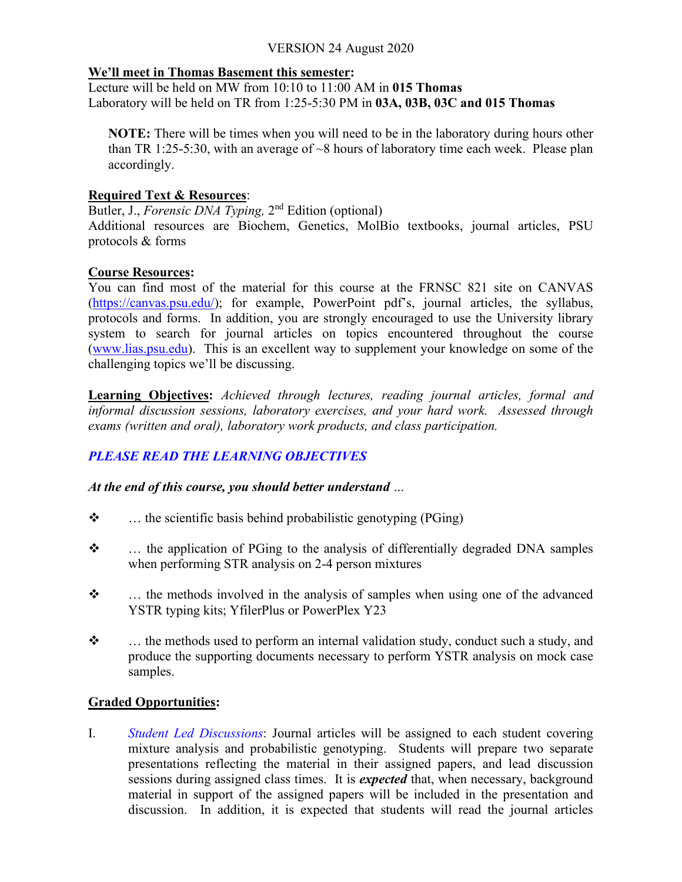VERSION 24 August 2020

**We'll meet in Thomas Basement this semester:**
Lecture will be held on MW from 10:10 to 11:00 AM in **015 Thomas**
Laboratory will be held on TR from 1:25-5:30 PM in **03A, 03B, 03C and 015 Thomas**

> **NOTE:** There will be times when you will need to be in the laboratory during hours other than TR 1:25-5:30, with an average of ~8 hours of laboratory time each week. Please plan accordingly.

**Required Text & Resources**:
Butler, J., *Forensic DNA Typing,* 2nd Edition (optional)
Additional resources are Biochem, Genetics, MolBio textbooks, journal articles, PSU protocols & forms

**Course Resources:**
You can find most of the material for this course at the FRNSC 821 site on CANVAS (https://canvas.psu.edu/); for example, PowerPoint pdf's, journal articles, the syllabus, protocols and forms. In addition, you are strongly encouraged to use the University library system to search for journal articles on topics encountered throughout the course (www.lias.psu.edu). This is an excellent way to supplement your knowledge on some of the challenging topics we'll be discussing.

**Learning Objectives:** *Achieved through lectures, reading journal articles, formal and informal discussion sessions, laboratory exercises, and your hard work. Assessed through exams (written and oral), laboratory work products, and class participation.*

***PLEASE READ THE LEARNING OBJECTIVES***

***At the end of this course, you should better understand …***

- … the scientific basis behind probabilistic genotyping (PGing)
- … the application of PGing to the analysis of differentially degraded DNA samples when performing STR analysis on 2-4 person mixtures
- … the methods involved in the analysis of samples when using one of the advanced YSTR typing kits; YfilerPlus or PowerPlex Y23
- … the methods used to perform an internal validation study, conduct such a study, and produce the supporting documents necessary to perform YSTR analysis on mock case samples.

**Graded Opportunities:**

I. *Student Led Discussions*: Journal articles will be assigned to each student covering mixture analysis and probabilistic genotyping. Students will prepare two separate presentations reflecting the material in their assigned papers, and lead discussion sessions during assigned class times. It is ***expected*** that, when necessary, background material in support of the assigned papers will be included in the presentation and discussion. In addition, it is expected that students will read the journal articles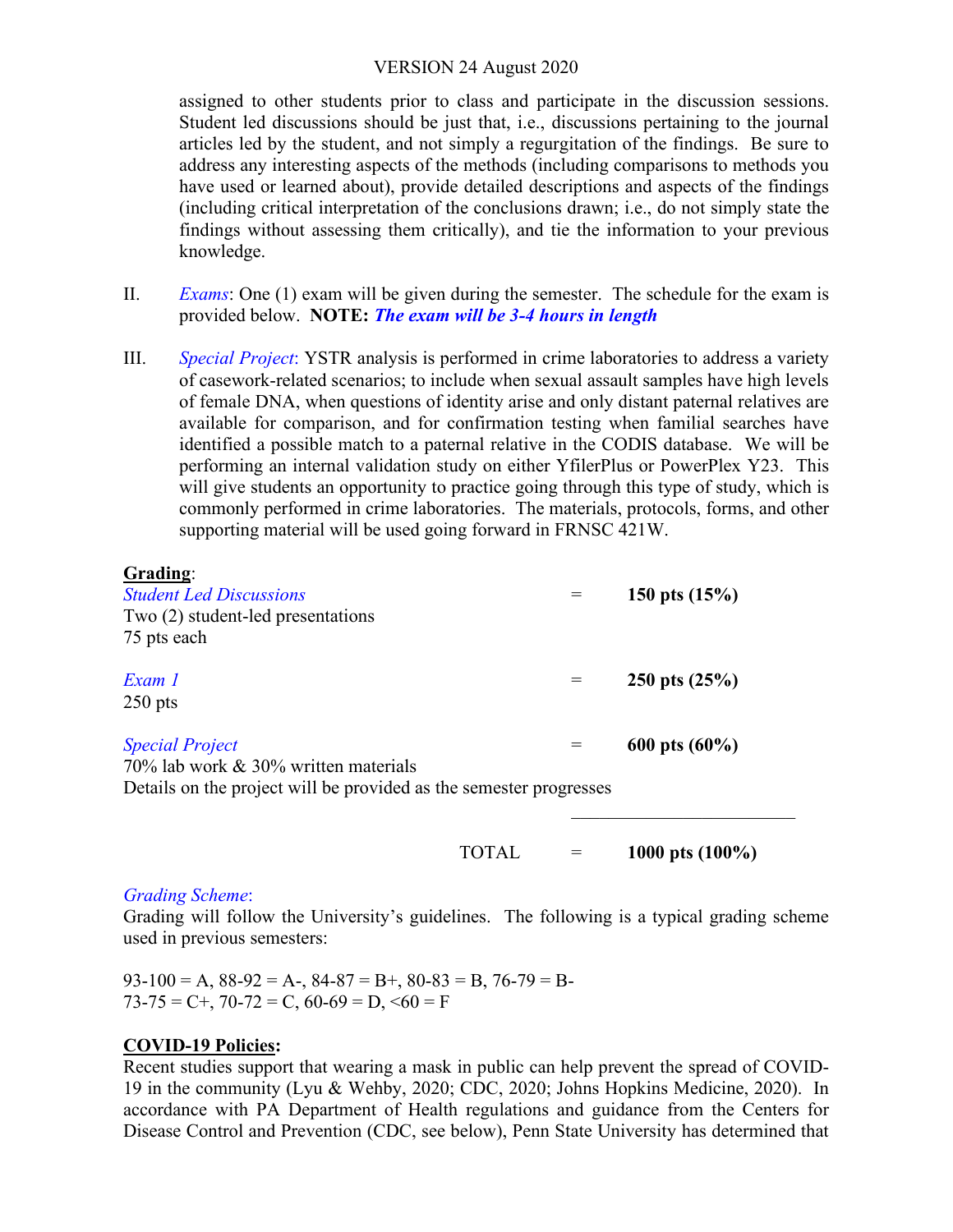assigned to other students prior to class and participate in the discussion sessions. Student led discussions should be just that, i.e., discussions pertaining to the journal articles led by the student, and not simply a regurgitation of the findings. Be sure to address any interesting aspects of the methods (including comparisons to methods you have used or learned about), provide detailed descriptions and aspects of the findings (including critical interpretation of the conclusions drawn; i.e., do not simply state the findings without assessing them critically), and tie the information to your previous knowledge.

II. *Exams*: One (1) exam will be given during the semester. The schedule for the exam is provided below. **NOTE:** ***The exam will be 3-4 hours in length***

III. *Special Project*: YSTR analysis is performed in crime laboratories to address a variety of casework-related scenarios; to include when sexual assault samples have high levels of female DNA, when questions of identity arise and only distant paternal relatives are available for comparison, and for confirmation testing when familial searches have identified a possible match to a paternal relative in the CODIS database. We will be performing an internal validation study on either YfilerPlus or PowerPlex Y23. This will give students an opportunity to practice going through this type of study, which is commonly performed in crime laboratories. The materials, protocols, forms, and other supporting material will be used going forward in FRNSC 421W.

**Grading**:

*Student Led Discussions* = **150 pts (15%)**
Two (2) student-led presentations
75 pts each

*Exam 1* = **250 pts (25%)**
250 pts

*Special Project* = **600 pts (60%)**
70% lab work & 30% written materials
Details on the project will be provided as the semester progresses

TOTAL = **1000 pts (100%)**

*Grading Scheme*:
Grading will follow the University's guidelines. The following is a typical grading scheme used in previous semesters:

93-100 = A, 88-92 = A-, 84-87 = B+, 80-83 = B, 76-79 = B-
73-75 = C+, 70-72 = C, 60-69 = D, <60 = F

**COVID-19 Policies:**
Recent studies support that wearing a mask in public can help prevent the spread of COVID-19 in the community (Lyu & Wehby, 2020; CDC, 2020; Johns Hopkins Medicine, 2020). In accordance with PA Department of Health regulations and guidance from the Centers for Disease Control and Prevention (CDC, see below), Penn State University has determined that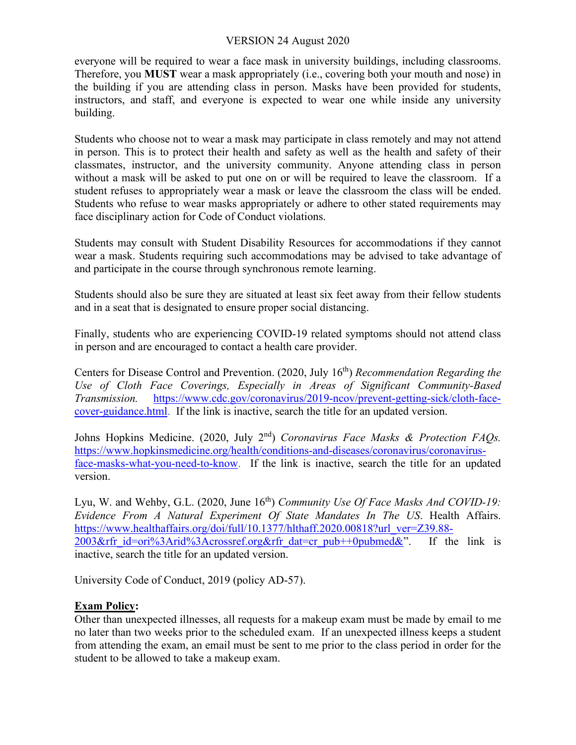everyone will be required to wear a face mask in university buildings, including classrooms. Therefore, you **MUST** wear a mask appropriately (i.e., covering both your mouth and nose) in the building if you are attending class in person. Masks have been provided for students, instructors, and staff, and everyone is expected to wear one while inside any university building.

Students who choose not to wear a mask may participate in class remotely and may not attend in person. This is to protect their health and safety as well as the health and safety of their classmates, instructor, and the university community. Anyone attending class in person without a mask will be asked to put one on or will be required to leave the classroom. If a student refuses to appropriately wear a mask or leave the classroom the class will be ended. Students who refuse to wear masks appropriately or adhere to other stated requirements may face disciplinary action for Code of Conduct violations.

Students may consult with Student Disability Resources for accommodations if they cannot wear a mask. Students requiring such accommodations may be advised to take advantage of and participate in the course through synchronous remote learning.

Students should also be sure they are situated at least six feet away from their fellow students and in a seat that is designated to ensure proper social distancing.

Finally, students who are experiencing COVID-19 related symptoms should not attend class in person and are encouraged to contact a health care provider.

Centers for Disease Control and Prevention. (2020, July 16th) *Recommendation Regarding the Use of Cloth Face Coverings, Especially in Areas of Significant Community-Based Transmission.* https://www.cdc.gov/coronavirus/2019-ncov/prevent-getting-sick/cloth-face-cover-guidance.html. If the link is inactive, search the title for an updated version.

Johns Hopkins Medicine. (2020, July 2nd) *Coronavirus Face Masks & Protection FAQs.* https://www.hopkinsmedicine.org/health/conditions-and-diseases/coronavirus/coronavirus-face-masks-what-you-need-to-know. If the link is inactive, search the title for an updated version.

Lyu, W. and Wehby, G.L. (2020, June 16th) *Community Use Of Face Masks And COVID-19: Evidence From A Natural Experiment Of State Mandates In The US*. Health Affairs. https://www.healthaffairs.org/doi/full/10.1377/hlthaff.2020.00818?url_ver=Z39.88-2003&rfr_id=ori%3Arid%3Acrossref.org&rfr_dat=cr_pub++0pubmed&". If the link is inactive, search the title for an updated version.

University Code of Conduct, 2019 (policy AD-57).

**Exam Policy:**

Other than unexpected illnesses, all requests for a makeup exam must be made by email to me no later than two weeks prior to the scheduled exam. If an unexpected illness keeps a student from attending the exam, an email must be sent to me prior to the class period in order for the student to be allowed to take a makeup exam.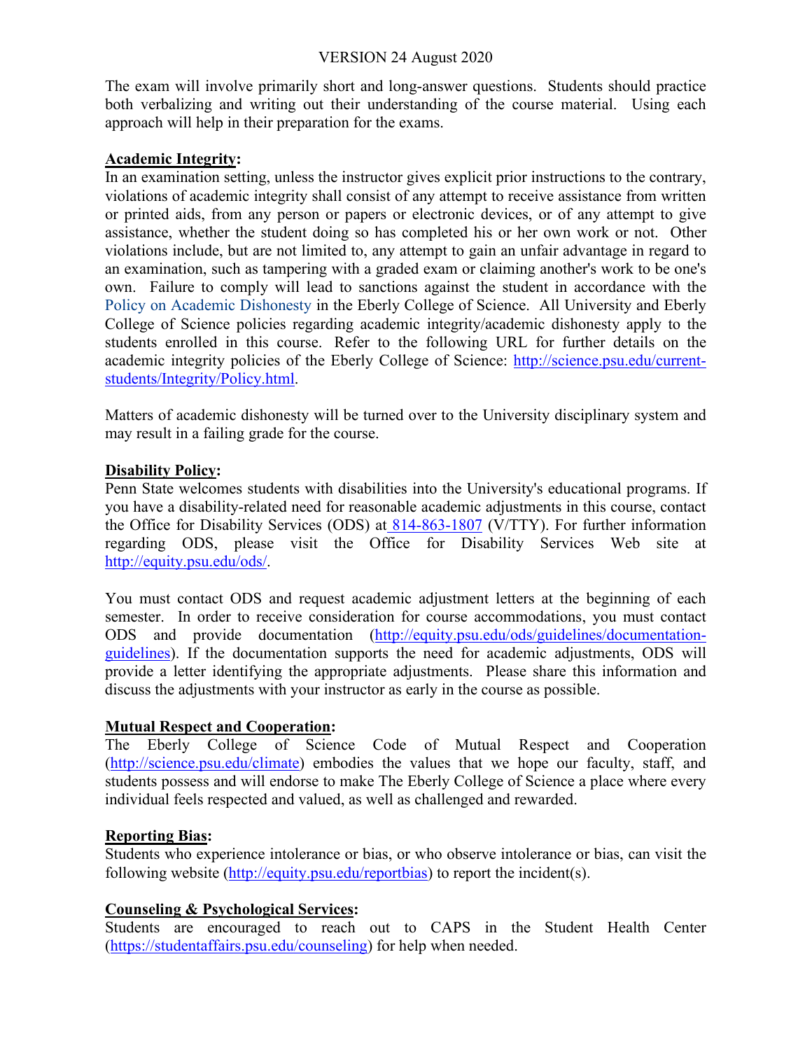The exam will involve primarily short and long-answer questions. Students should practice both verbalizing and writing out their understanding of the course material. Using each approach will help in their preparation for the exams.

**Academic Integrity:**
In an examination setting, unless the instructor gives explicit prior instructions to the contrary, violations of academic integrity shall consist of any attempt to receive assistance from written or printed aids, from any person or papers or electronic devices, or of any attempt to give assistance, whether the student doing so has completed his or her own work or not. Other violations include, but are not limited to, any attempt to gain an unfair advantage in regard to an examination, such as tampering with a graded exam or claiming another's work to be one's own. Failure to comply will lead to sanctions against the student in accordance with the Policy on Academic Dishonesty in the Eberly College of Science. All University and Eberly College of Science policies regarding academic integrity/academic dishonesty apply to the students enrolled in this course. Refer to the following URL for further details on the academic integrity policies of the Eberly College of Science: http://science.psu.edu/current-students/Integrity/Policy.html.

Matters of academic dishonesty will be turned over to the University disciplinary system and may result in a failing grade for the course.

**Disability Policy:**
Penn State welcomes students with disabilities into the University's educational programs. If you have a disability-related need for reasonable academic adjustments in this course, contact the Office for Disability Services (ODS) at 814-863-1807 (V/TTY). For further information regarding ODS, please visit the Office for Disability Services Web site at http://equity.psu.edu/ods/.

You must contact ODS and request academic adjustment letters at the beginning of each semester. In order to receive consideration for course accommodations, you must contact ODS and provide documentation (http://equity.psu.edu/ods/guidelines/documentation-guidelines). If the documentation supports the need for academic adjustments, ODS will provide a letter identifying the appropriate adjustments. Please share this information and discuss the adjustments with your instructor as early in the course as possible.

**Mutual Respect and Cooperation:**
The Eberly College of Science Code of Mutual Respect and Cooperation (http://science.psu.edu/climate) embodies the values that we hope our faculty, staff, and students possess and will endorse to make The Eberly College of Science a place where every individual feels respected and valued, as well as challenged and rewarded.

**Reporting Bias:**
Students who experience intolerance or bias, or who observe intolerance or bias, can visit the following website (http://equity.psu.edu/reportbias) to report the incident(s).

**Counseling & Psychological Services:**
Students are encouraged to reach out to CAPS in the Student Health Center (https://studentaffairs.psu.edu/counseling) for help when needed.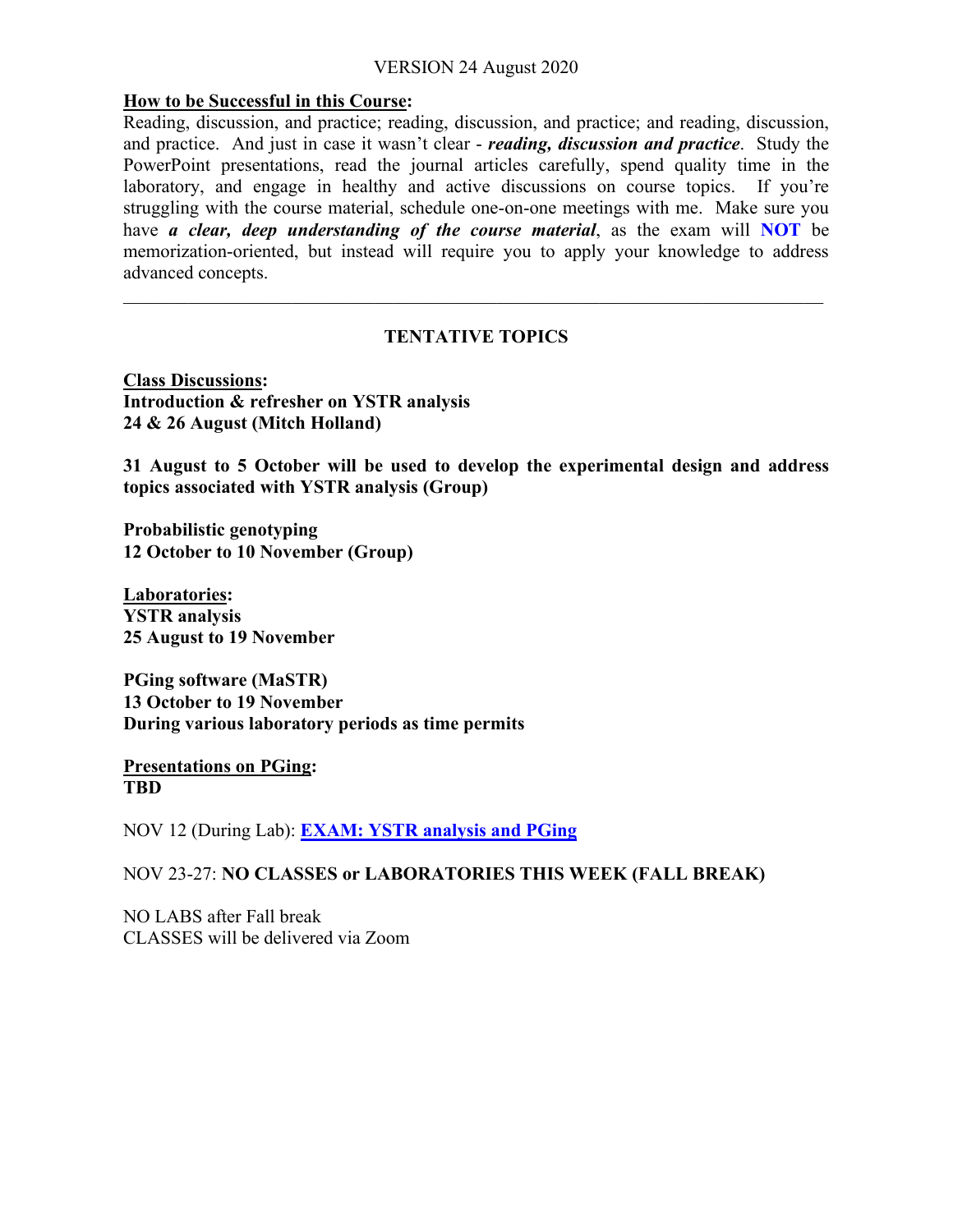VERSION 24 August 2020

**<u>How to be Successful in this Course</u>:**
Reading, discussion, and practice; reading, discussion, and practice; and reading, discussion, and practice. And just in case it wasn't clear - ***reading, discussion and practice***. Study the PowerPoint presentations, read the journal articles carefully, spend quality time in the laboratory, and engage in healthy and active discussions on course topics. If you're struggling with the course material, schedule one-on-one meetings with me. Make sure you have ***a clear, deep understanding of the course material***, as the exam will **NOT** be memorization-oriented, but instead will require you to apply your knowledge to address advanced concepts.

---

## TENTATIVE TOPICS

**<u>Class Discussions</u>:**
**Introduction & refresher on YSTR analysis**
**24 & 26 August (Mitch Holland)**

**31 August to 5 October will be used to develop the experimental design and address topics associated with YSTR analysis (Group)**

**Probabilistic genotyping**
**12 October to 10 November (Group)**

**<u>Laboratories</u>:**
**YSTR analysis**
**25 August to 19 November**

**PGing software (MaSTR)**
**13 October to 19 November**
**During various laboratory periods as time permits**

**<u>Presentations on PGing</u>:**
**TBD**

NOV 12 (During Lab): **<u>EXAM: YSTR analysis and PGing</u>**

NOV 23-27: **NO CLASSES or LABORATORIES THIS WEEK (FALL BREAK)**

NO LABS after Fall break
CLASSES will be delivered via Zoom